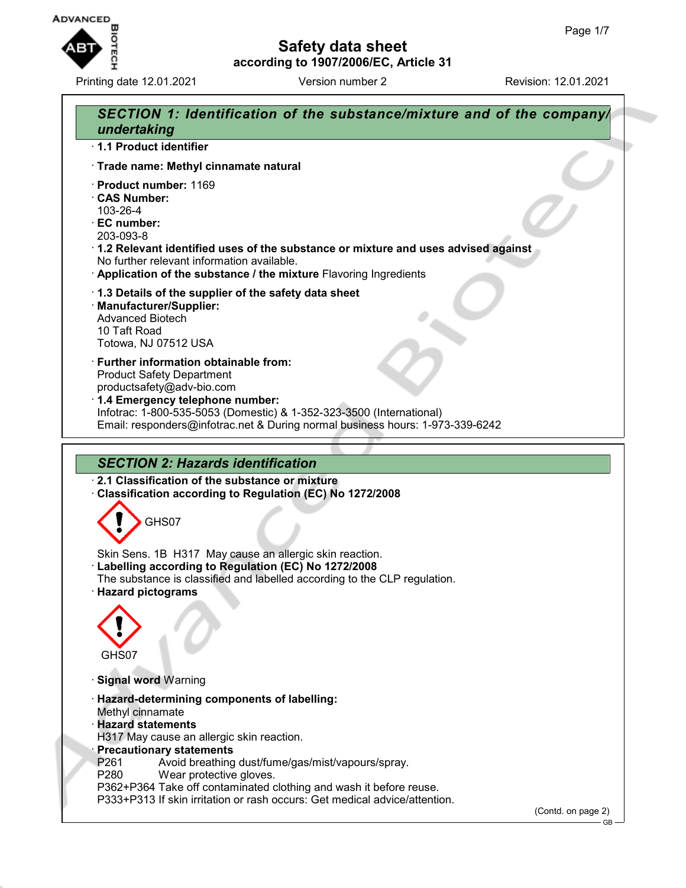# Safety data sheet

according to 1907/2006/EC, Article 31

Printing date 12.01.2021 Version number 2 Revision: 12.01.2021

## SECTION 1: Identification of the substance/mixture and of the company/undertaking

· **1.1 Product identifier**

· **Trade name: Methyl cinnamate natural**

· **Product number:** 1169
· **CAS Number:**
103-26-4
· **EC number:**
203-093-8
· **1.2 Relevant identified uses of the substance or mixture and uses advised against**
No further relevant information available.
· **Application of the substance / the mixture** Flavoring Ingredients

· **1.3 Details of the supplier of the safety data sheet**
· **Manufacturer/Supplier:**
Advanced Biotech
10 Taft Road
Totowa, NJ 07512 USA

· **Further information obtainable from:**
Product Safety Department
productsafety@adv-bio.com
· **1.4 Emergency telephone number:**
Infotrac: 1-800-535-5053 (Domestic) & 1-352-323-3500 (International)
Email: responders@infotrac.net & During normal business hours: 1-973-339-6242

## SECTION 2: Hazards identification

· **2.1 Classification of the substance or mixture**
· **Classification according to Regulation (EC) No 1272/2008**

GHS07

Skin Sens. 1B H317 May cause an allergic skin reaction.
· **Labelling according to Regulation (EC) No 1272/2008**
The substance is classified and labelled according to the CLP regulation.
· **Hazard pictograms**

GHS07

· **Signal word** Warning

· **Hazard-determining components of labelling:**
Methyl cinnamate
· **Hazard statements**
H317 May cause an allergic skin reaction.
· **Precautionary statements**
P261 Avoid breathing dust/fume/gas/mist/vapours/spray.
P280 Wear protective gloves.
P362+P364 Take off contaminated clothing and wash it before reuse.
P333+P313 If skin irritation or rash occurs: Get medical advice/attention.

(Contd. on page 2)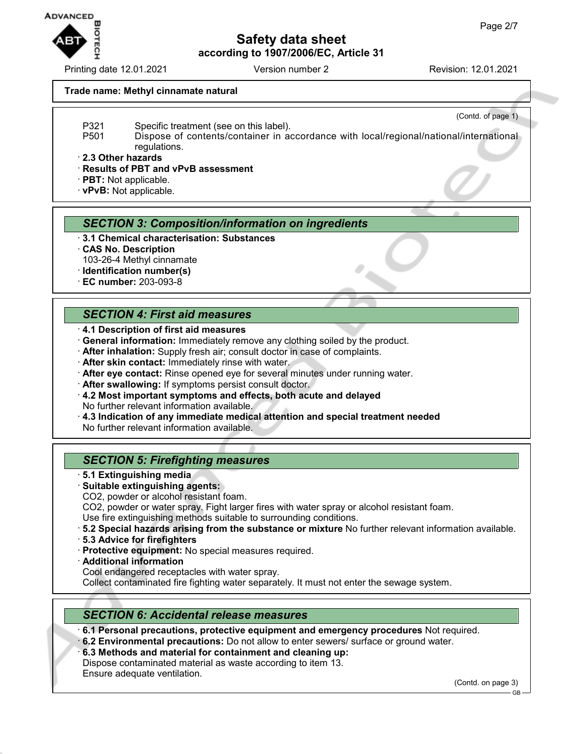(Contd. of page 1)

P321 Specific treatment (see on this label).
P501 Dispose of contents/container in accordance with local/regional/national/international regulations.

· **2.3 Other hazards**
· **Results of PBT and vPvB assessment**
· **PBT:** Not applicable.
· **vPvB:** Not applicable.

## *SECTION 3: Composition/information on ingredients*

· **3.1 Chemical characterisation: Substances**
· **CAS No. Description**
103-26-4 Methyl cinnamate
· **Identification number(s)**
· **EC number:** 203-093-8

## *SECTION 4: First aid measures*

· **4.1 Description of first aid measures**
· **General information:** Immediately remove any clothing soiled by the product.
· **After inhalation:** Supply fresh air; consult doctor in case of complaints.
· **After skin contact:** Immediately rinse with water.
· **After eye contact:** Rinse opened eye for several minutes under running water.
· **After swallowing:** If symptoms persist consult doctor.
· **4.2 Most important symptoms and effects, both acute and delayed**
No further relevant information available.
· **4.3 Indication of any immediate medical attention and special treatment needed**
No further relevant information available.

## *SECTION 5: Firefighting measures*

· **5.1 Extinguishing media**
· **Suitable extinguishing agents:**
$CO_2$, powder or alcohol resistant foam.
$CO_2$, powder or water spray. Fight larger fires with water spray or alcohol resistant foam.
Use fire extinguishing methods suitable to surrounding conditions.
· **5.2 Special hazards arising from the substance or mixture** No further relevant information available.
· **5.3 Advice for firefighters**
· **Protective equipment:** No special measures required.
· **Additional information**
Cool endangered receptacles with water spray.
Collect contaminated fire fighting water separately. It must not enter the sewage system.

## *SECTION 6: Accidental release measures*

· **6.1 Personal precautions, protective equipment and emergency procedures** Not required.
· **6.2 Environmental precautions:** Do not allow to enter sewers/ surface or ground water.
· **6.3 Methods and material for containment and cleaning up:**
Dispose contaminated material as waste according to item 13.
Ensure adequate ventilation.

(Contd. on page 3)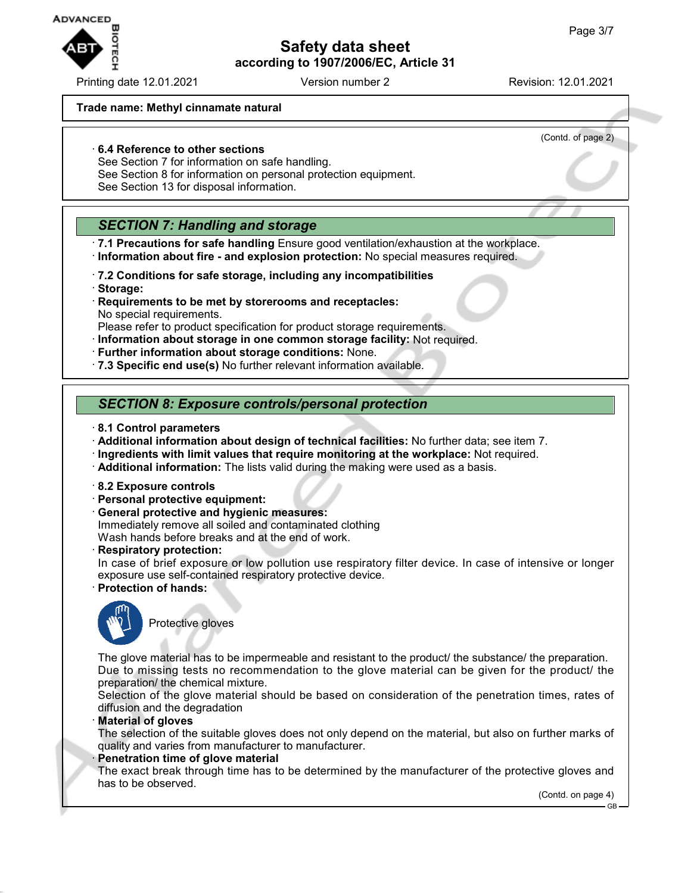Trade name: Methyl cinnamate natural

(Contd. of page 2)

· **6.4 Reference to other sections**
See Section 7 for information on safe handling.
See Section 8 for information on personal protection equipment.
See Section 13 for disposal information.

## *SECTION 7: Handling and storage*

· **7.1 Precautions for safe handling** Ensure good ventilation/exhaustion at the workplace.
· **Information about fire - and explosion protection:** No special measures required.

· **7.2 Conditions for safe storage, including any incompatibilities**
· **Storage:**
· **Requirements to be met by storerooms and receptacles:**
No special requirements.
Please refer to product specification for product storage requirements.
· **Information about storage in one common storage facility:** Not required.
· **Further information about storage conditions:** None.
· **7.3 Specific end use(s)** No further relevant information available.

## *SECTION 8: Exposure controls/personal protection*

· **8.1 Control parameters**
· **Additional information about design of technical facilities:** No further data; see item 7.
· **Ingredients with limit values that require monitoring at the workplace:** Not required.
· **Additional information:** The lists valid during the making were used as a basis.

· **8.2 Exposure controls**
· **Personal protective equipment:**
· **General protective and hygienic measures:**
Immediately remove all soiled and contaminated clothing
Wash hands before breaks and at the end of work.
· **Respiratory protection:**
In case of brief exposure or low pollution use respiratory filter device. In case of intensive or longer exposure use self-contained respiratory protective device.
· **Protection of hands:**

Protective gloves

The glove material has to be impermeable and resistant to the product/ the substance/ the preparation.
Due to missing tests no recommendation to the glove material can be given for the product/ the preparation/ the chemical mixture.
Selection of the glove material should be based on consideration of the penetration times, rates of diffusion and the degradation
· **Material of gloves**
The selection of the suitable gloves does not only depend on the material, but also on further marks of quality and varies from manufacturer to manufacturer.
· **Penetration time of glove material**
The exact break through time has to be determined by the manufacturer of the protective gloves and has to be observed.

(Contd. on page 4)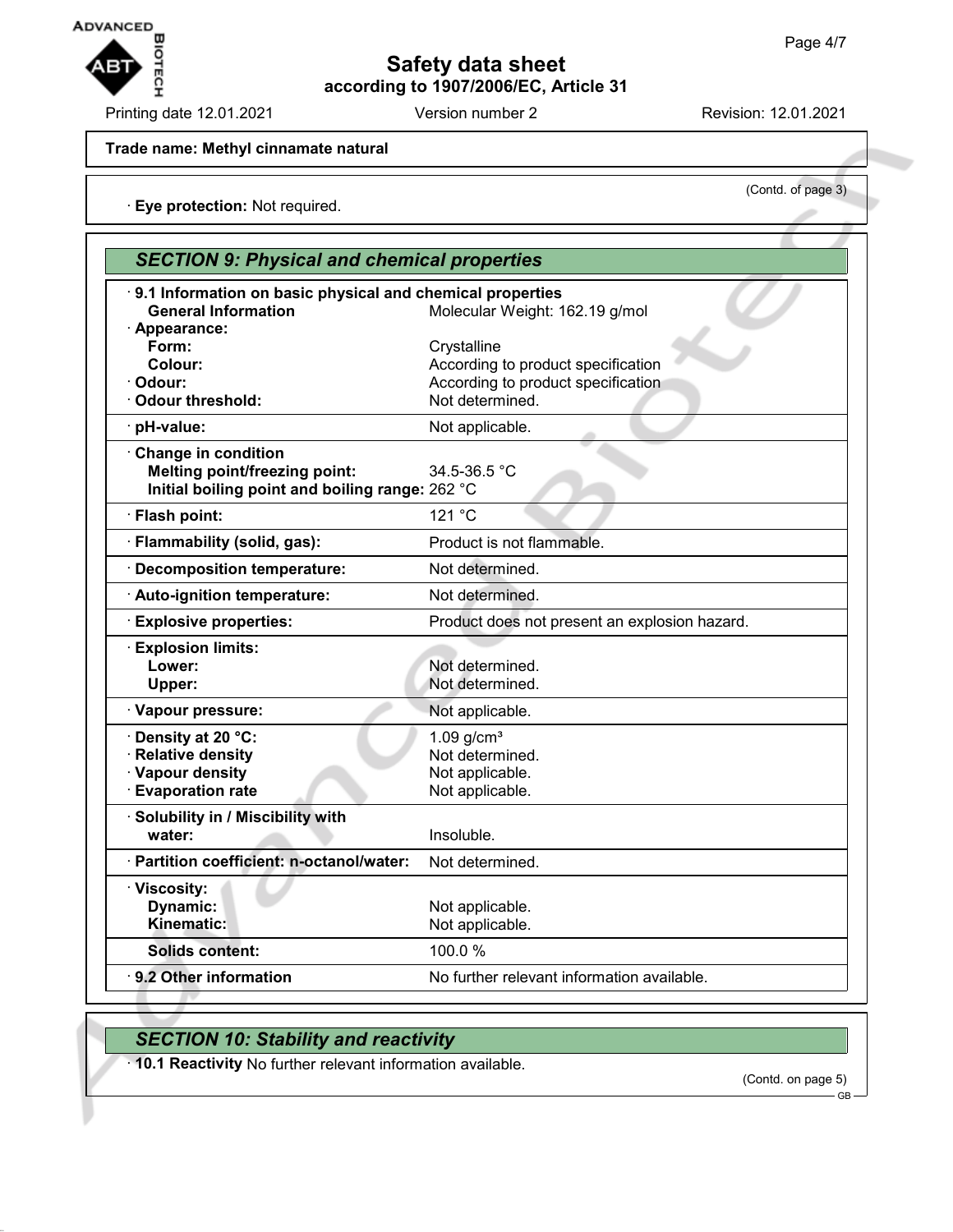**Trade name: Methyl cinnamate natural**

(Contd. of page 3)

· **Eye protection:** Not required.

## SECTION 9: Physical and chemical properties

| · **9.1 Information on basic physical and chemical properties** | |
|---|---|
| **General Information** | Molecular Weight: 162.19 g/mol |
| · **Appearance:** | |
| **Form:** | Crystalline |
| **Colour:** | According to product specification |
| · **Odour:** | According to product specification |
| · **Odour threshold:** | Not determined. |
| · **pH-value:** | Not applicable. |
| · **Change in condition** | |
| **Melting point/freezing point:** | 34.5-36.5 °C |
| **Initial boiling point and boiling range:** | 262 °C |
| · **Flash point:** | 121 °C |
| · **Flammability (solid, gas):** | Product is not flammable. |
| · **Decomposition temperature:** | Not determined. |
| · **Auto-ignition temperature:** | Not determined. |
| · **Explosive properties:** | Product does not present an explosion hazard. |
| · **Explosion limits:** | |
| **Lower:** | Not determined. |
| **Upper:** | Not determined. |
| · **Vapour pressure:** | Not applicable. |
| · **Density at 20 °C:** | 1.09 g/cm³ |
| · **Relative density** | Not determined. |
| · **Vapour density** | Not applicable. |
| · **Evaporation rate** | Not applicable. |
| · **Solubility in / Miscibility with** | |
| **water:** | Insoluble. |
| · **Partition coefficient: n-octanol/water:** | Not determined. |
| · **Viscosity:** | |
| **Dynamic:** | Not applicable. |
| **Kinematic:** | Not applicable. |
| **Solids content:** | 100.0 % |
| · **9.2 Other information** | No further relevant information available. |

## SECTION 10: Stability and reactivity

· **10.1 Reactivity** No further relevant information available.

(Contd. on page 5)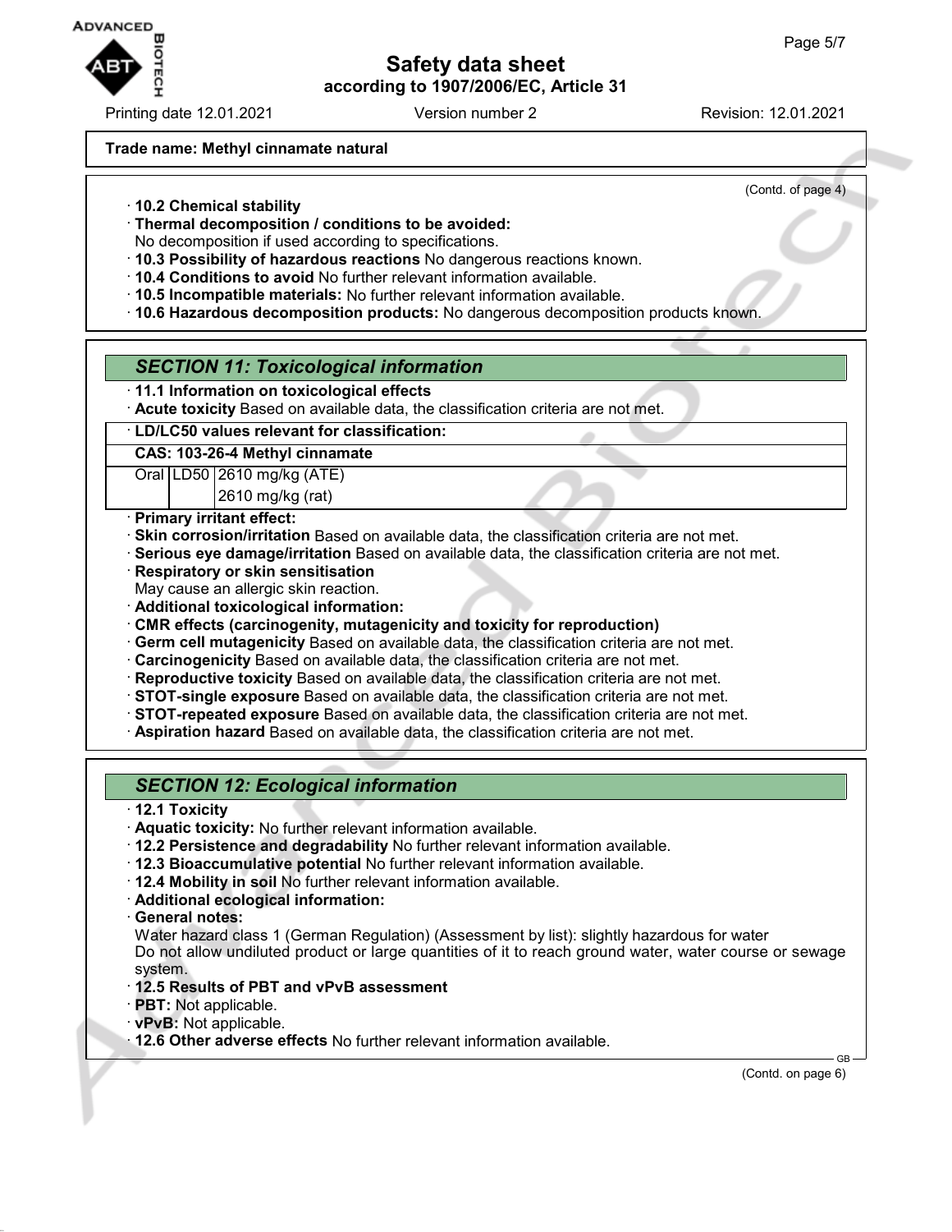**Trade name: Methyl cinnamate natural**

(Contd. of page 4)

· **10.2 Chemical stability**
· **Thermal decomposition / conditions to be avoided:**
No decomposition if used according to specifications.
· **10.3 Possibility of hazardous reactions** No dangerous reactions known.
· **10.4 Conditions to avoid** No further relevant information available.
· **10.5 Incompatible materials:** No further relevant information available.
· **10.6 Hazardous decomposition products:** No dangerous decomposition products known.

## *SECTION 11: Toxicological information*

· **11.1 Information on toxicological effects**
· **Acute toxicity** Based on available data, the classification criteria are not met.

| · **LD/LC50 values relevant for classification:** | | |
|---|---|---|
| **CAS: 103-26-4 Methyl cinnamate** | | |
| Oral | LD50 | 2610 mg/kg (ATE) |
| | | 2610 mg/kg (rat) |

· **Primary irritant effect:**
· **Skin corrosion/irritation** Based on available data, the classification criteria are not met.
· **Serious eye damage/irritation** Based on available data, the classification criteria are not met.
· **Respiratory or skin sensitisation**
May cause an allergic skin reaction.
· **Additional toxicological information:**
· **CMR effects (carcinogenity, mutagenicity and toxicity for reproduction)**
· **Germ cell mutagenicity** Based on available data, the classification criteria are not met.
· **Carcinogenicity** Based on available data, the classification criteria are not met.
· **Reproductive toxicity** Based on available data, the classification criteria are not met.
· **STOT-single exposure** Based on available data, the classification criteria are not met.
· **STOT-repeated exposure** Based on available data, the classification criteria are not met.
· **Aspiration hazard** Based on available data, the classification criteria are not met.

## *SECTION 12: Ecological information*

· **12.1 Toxicity**
· **Aquatic toxicity:** No further relevant information available.
· **12.2 Persistence and degradability** No further relevant information available.
· **12.3 Bioaccumulative potential** No further relevant information available.
· **12.4 Mobility in soil** No further relevant information available.
· **Additional ecological information:**
· **General notes:**
Water hazard class 1 (German Regulation) (Assessment by list): slightly hazardous for water
Do not allow undiluted product or large quantities of it to reach ground water, water course or sewage system.
· **12.5 Results of PBT and vPvB assessment**
· **PBT:** Not applicable.
· **vPvB:** Not applicable.
· **12.6 Other adverse effects** No further relevant information available.

(Contd. on page 6)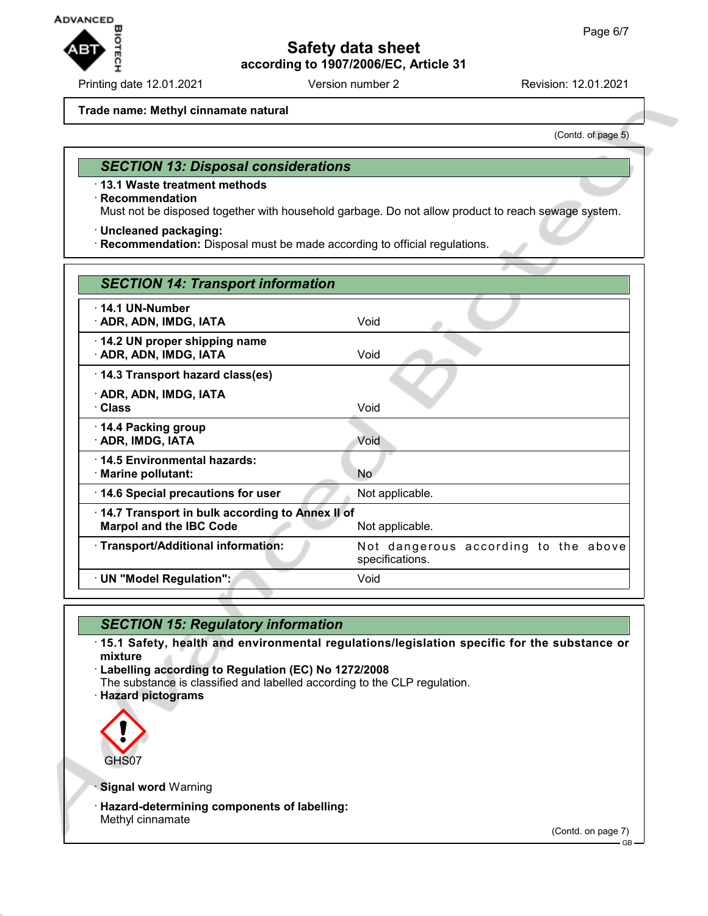Trade name: Methyl cinnamate natural

(Contd. of page 5)

## SECTION 13: Disposal considerations

· **13.1 Waste treatment methods**
· **Recommendation**
Must not be disposed together with household garbage. Do not allow product to reach sewage system.

· **Uncleaned packaging:**
· **Recommendation:** Disposal must be made according to official regulations.

## SECTION 14: Transport information

| | |
|---|---|
| · **14.1 UN-Number**<br>· **ADR, ADN, IMDG, IATA** | Void |
| · **14.2 UN proper shipping name**<br>· **ADR, ADN, IMDG, IATA** | Void |
| · **14.3 Transport hazard class(es)**<br>· **ADR, ADN, IMDG, IATA**<br>· **Class** | Void |
| · **14.4 Packing group**<br>· **ADR, IMDG, IATA** | Void |
| · **14.5 Environmental hazards:**<br>· **Marine pollutant:** | No |
| · **14.6 Special precautions for user** | Not applicable. |
| · **14.7 Transport in bulk according to Annex II of Marpol and the IBC Code** | Not applicable. |
| · **Transport/Additional information:** | Not dangerous according to the above specifications. |
| · **UN "Model Regulation":** | Void |

## SECTION 15: Regulatory information

· **15.1 Safety, health and environmental regulations/legislation specific for the substance or mixture**
· **Labelling according to Regulation (EC) No 1272/2008**
The substance is classified and labelled according to the CLP regulation.
· **Hazard pictograms**

GHS07

· **Signal word** Warning

· **Hazard-determining components of labelling:**
Methyl cinnamate

(Contd. on page 7)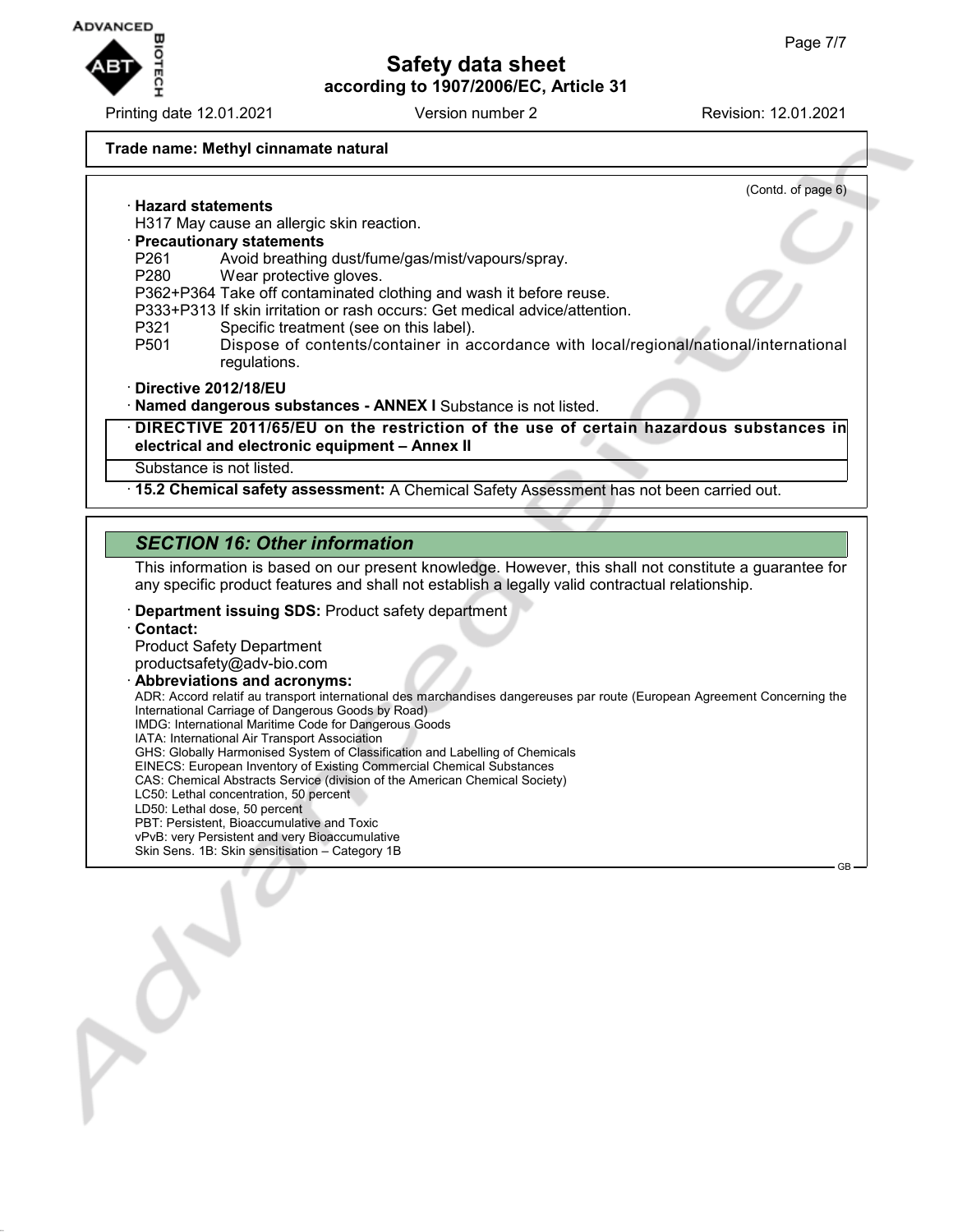**Trade name: Methyl cinnamate natural**

(Contd. of page 6)

· **Hazard statements**
H317 May cause an allergic skin reaction.

· **Precautionary statements**
P261 Avoid breathing dust/fume/gas/mist/vapours/spray.
P280 Wear protective gloves.
P362+P364 Take off contaminated clothing and wash it before reuse.
P333+P313 If skin irritation or rash occurs: Get medical advice/attention.
P321 Specific treatment (see on this label).
P501 Dispose of contents/container in accordance with local/regional/national/international regulations.

· **Directive 2012/18/EU**
· **Named dangerous substances - ANNEX I** Substance is not listed.

· **DIRECTIVE 2011/65/EU on the restriction of the use of certain hazardous substances in electrical and electronic equipment – Annex II**

Substance is not listed.

· **15.2 Chemical safety assessment:** A Chemical Safety Assessment has not been carried out.

## *SECTION 16: Other information*

This information is based on our present knowledge. However, this shall not constitute a guarantee for any specific product features and shall not establish a legally valid contractual relationship.

· **Department issuing SDS:** Product safety department
· **Contact:**
Product Safety Department
productsafety@adv-bio.com
· **Abbreviations and acronyms:**
ADR: Accord relatif au transport international des marchandises dangereuses par route (European Agreement Concerning the International Carriage of Dangerous Goods by Road)
IMDG: International Maritime Code for Dangerous Goods
IATA: International Air Transport Association
GHS: Globally Harmonised System of Classification and Labelling of Chemicals
EINECS: European Inventory of Existing Commercial Chemical Substances
CAS: Chemical Abstracts Service (division of the American Chemical Society)
LC50: Lethal concentration, 50 percent
LD50: Lethal dose, 50 percent
PBT: Persistent, Bioaccumulative and Toxic
vPvB: very Persistent and very Bioaccumulative
Skin Sens. 1B: Skin sensitisation – Category 1B